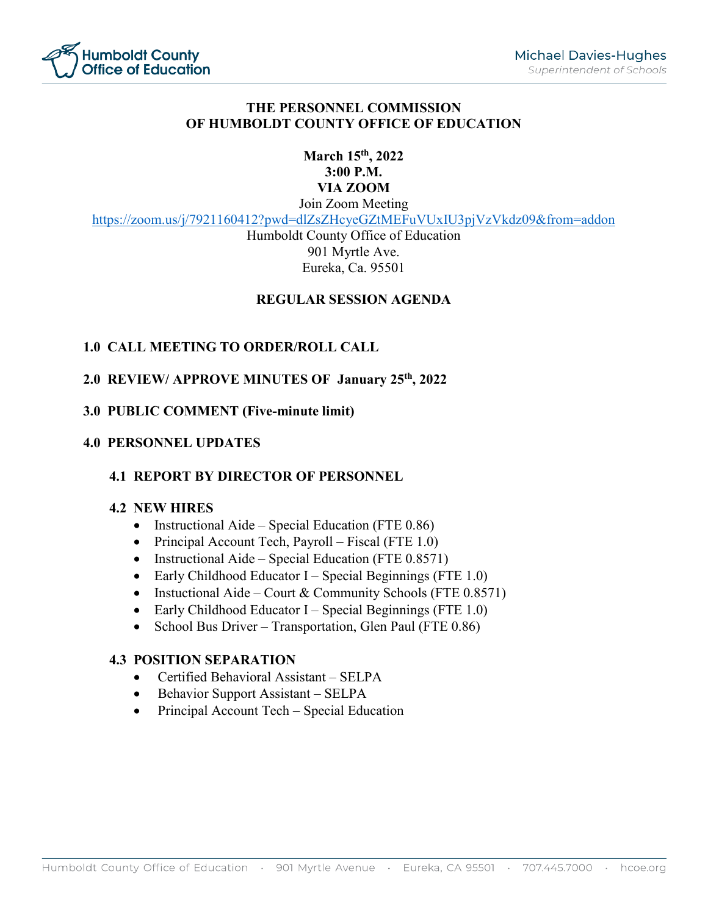Humboldt County Office of Education

Michael Davies-Hughes
*Superintendent of Schools*

# THE PERSONNEL COMMISSION OF HUMBOLDT COUNTY OFFICE OF EDUCATION

**March 15th, 2022**
**3:00 P.M.**
**VIA ZOOM**

Join Zoom Meeting
https://zoom.us/j/7921160412?pwd=dlZsZHcyeGZtMEFuVUxIU3pjVzVkdz09&from=addon
Humboldt County Office of Education
901 Myrtle Ave.
Eureka, Ca. 95501

## REGULAR SESSION AGENDA

### 1.0 CALL MEETING TO ORDER/ROLL CALL

### 2.0 REVIEW/ APPROVE MINUTES OF January 25th, 2022

### 3.0 PUBLIC COMMENT (Five-minute limit)

### 4.0 PERSONNEL UPDATES

#### 4.1 REPORT BY DIRECTOR OF PERSONNEL

#### 4.2 NEW HIRES

- Instructional Aide – Special Education (FTE 0.86)
- Principal Account Tech, Payroll – Fiscal (FTE 1.0)
- Instructional Aide – Special Education (FTE 0.8571)
- Early Childhood Educator I – Special Beginnings (FTE 1.0)
- Instuctional Aide – Court & Community Schools (FTE 0.8571)
- Early Childhood Educator I – Special Beginnings (FTE 1.0)
- School Bus Driver – Transportation, Glen Paul (FTE 0.86)

#### 4.3 POSITION SEPARATION

- Certified Behavioral Assistant – SELPA
- Behavior Support Assistant – SELPA
- Principal Account Tech – Special Education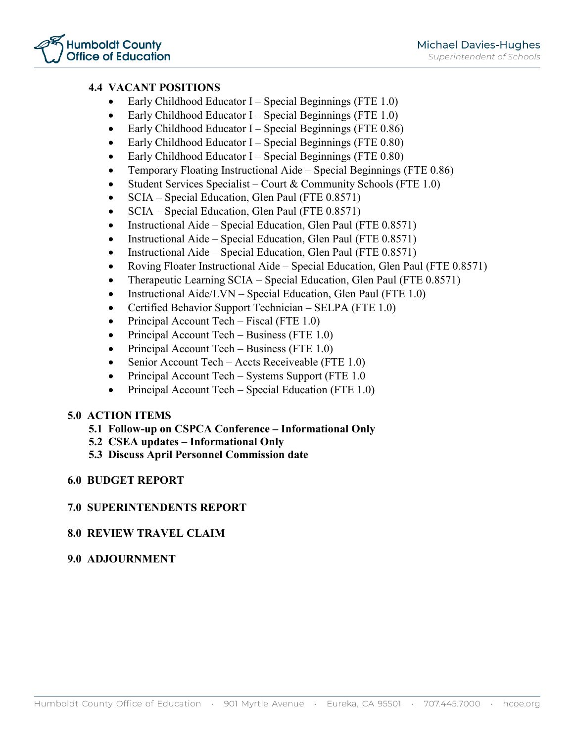### 4.4 VACANT POSITIONS

- Early Childhood Educator I – Special Beginnings (FTE 1.0)
- Early Childhood Educator I – Special Beginnings (FTE 1.0)
- Early Childhood Educator I – Special Beginnings (FTE 0.86)
- Early Childhood Educator I – Special Beginnings (FTE 0.80)
- Early Childhood Educator I – Special Beginnings (FTE 0.80)
- Temporary Floating Instructional Aide – Special Beginnings (FTE 0.86)
- Student Services Specialist – Court & Community Schools (FTE 1.0)
- SCIA – Special Education, Glen Paul (FTE 0.8571)
- SCIA – Special Education, Glen Paul (FTE 0.8571)
- Instructional Aide – Special Education, Glen Paul (FTE 0.8571)
- Instructional Aide – Special Education, Glen Paul (FTE 0.8571)
- Instructional Aide – Special Education, Glen Paul (FTE 0.8571)
- Roving Floater Instructional Aide – Special Education, Glen Paul (FTE 0.8571)
- Therapeutic Learning SCIA – Special Education, Glen Paul (FTE 0.8571)
- Instructional Aide/LVN – Special Education, Glen Paul (FTE 1.0)
- Certified Behavior Support Technician – SELPA (FTE 1.0)
- Principal Account Tech – Fiscal (FTE 1.0)
- Principal Account Tech – Business (FTE 1.0)
- Principal Account Tech – Business (FTE 1.0)
- Senior Account Tech – Accts Receiveable (FTE 1.0)
- Principal Account Tech – Systems Support (FTE 1.0
- Principal Account Tech – Special Education (FTE 1.0)

## 5.0 ACTION ITEMS

**5.1 Follow-up on CSPCA Conference – Informational Only**

**5.2 CSEA updates – Informational Only**

**5.3 Discuss April Personnel Commission date**

## 6.0 BUDGET REPORT

## 7.0 SUPERINTENDENTS REPORT

## 8.0 REVIEW TRAVEL CLAIM

## 9.0 ADJOURNMENT